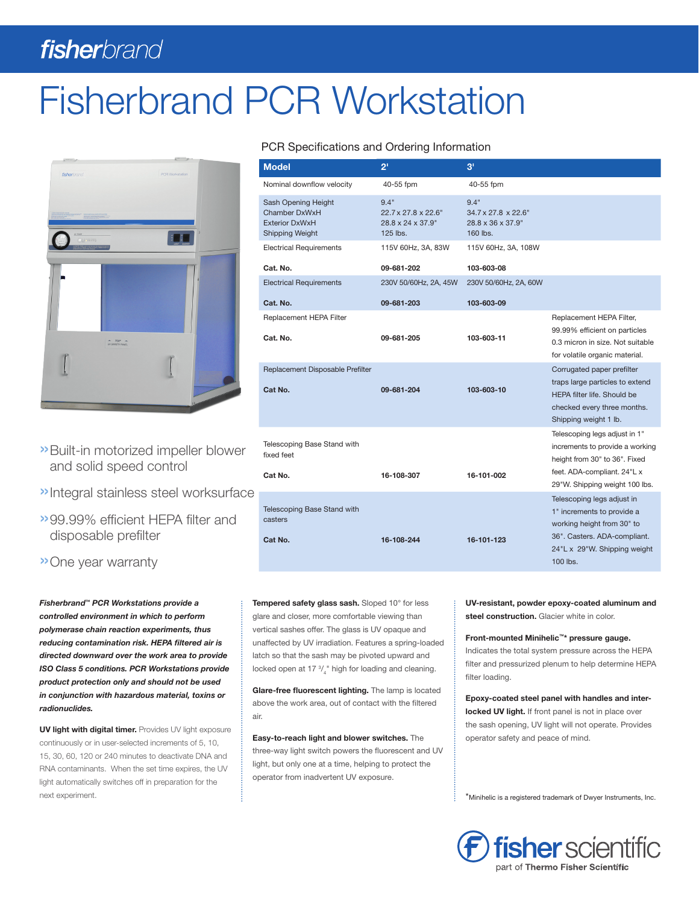fisherbrand

# Fisherbrand PCR Workstation

## PCR Specifications and Ordering Information

| Model | 2' | 3' | |
|---|---|---|---|
| Nominal downflow velocity | 40-55 fpm | 40-55 fpm | |
| Sash Opening Height<br>Chamber DxWxH<br>Exterior DxWxH<br>Shipping Weight | 9.4"<br>22.7 x 27.8 x 22.6"<br>28.8 x 24 x 37.9"<br>125 lbs. | 9.4"<br>34.7 x 27.8 x 22.6"<br>28.8 x 36 x 37.9"<br>160 lbs. | |
| Electrical Requirements | 115V 60Hz, 3A, 83W | 115V 60Hz, 3A, 108W | |
| **Cat. No.** | **09-681-202** | **103-603-08** | |
| Electrical Requirements | 230V 50/60Hz, 2A, 45W | 230V 50/60Hz, 2A, 60W | |
| **Cat. No.** | **09-681-203** | **103-603-09** | |
| Replacement HEPA Filter<br>**Cat. No.** | **09-681-205** | **103-603-11** | Replacement HEPA Filter, 99.99% efficient on particles 0.3 micron in size. Not suitable for volatile organic material. |
| Replacement Disposable Prefilter<br>**Cat No.** | **09-681-204** | **103-603-10** | Corrugated paper prefilter traps large particles to extend HEPA filter life. Should be checked every three months. Shipping weight 1 lb. |
| Telescoping Base Stand with fixed feet<br>**Cat No.** | **16-108-307** | **16-101-002** | Telescoping legs adjust in 1" increments to provide a working height from 30" to 36". Fixed feet. ADA-compliant. 24"L x 29"W. Shipping weight 100 lbs. |
| Telescoping Base Stand with casters<br>**Cat No.** | **16-108-244** | **16-101-123** | Telescoping legs adjust in 1" increments to provide a working height from 30" to 36". Casters. ADA-compliant. 24"L x 29"W. Shipping weight 100 lbs. |

- Built-in motorized impeller blower and solid speed control
- Integral stainless steel worksurface
- 99.99% efficient HEPA filter and disposable prefilter
- One year warranty

***Fisherbrand™ PCR Workstations provide a controlled environment in which to perform polymerase chain reaction experiments, thus reducing contamination risk. HEPA filtered air is directed downward over the work area to provide ISO Class 5 conditions. PCR Workstations provide product protection only and should not be used in conjunction with hazardous material, toxins or radionuclides.***

**UV light with digital timer.** Provides UV light exposure continuously or in user-selected increments of 5, 10, 15, 30, 60, 120 or 240 minutes to deactivate DNA and RNA contaminants. When the set time expires, the UV light automatically switches off in preparation for the next experiment.

**Tempered safety glass sash.** Sloped 10° for less glare and closer, more comfortable viewing than vertical sashes offer. The glass is UV opaque and unaffected by UV irradiation. Features a spring-loaded latch so that the sash may be pivoted upward and locked open at 17 $^{3}/_{4}$" high for loading and cleaning.

**Glare-free fluorescent lighting.** The lamp is located above the work area, out of contact with the filtered air.

**Easy-to-reach light and blower switches.** The three-way light switch powers the fluorescent and UV light, but only one at a time, helping to protect the operator from inadvertent UV exposure.

**UV-resistant, powder epoxy-coated aluminum and steel construction.** Glacier white in color.

**Front-mounted Minihelic™* pressure gauge.** Indicates the total system pressure across the HEPA filter and pressurized plenum to help determine HEPA filter loading.

**Epoxy-coated steel panel with handles and interlocked UV light.** If front panel is not in place over the sash opening, UV light will not operate. Provides operator safety and peace of mind.

*Minihelic is a registered trademark of Dwyer Instruments, Inc.

fisher scientific
part of Thermo Fisher Scientific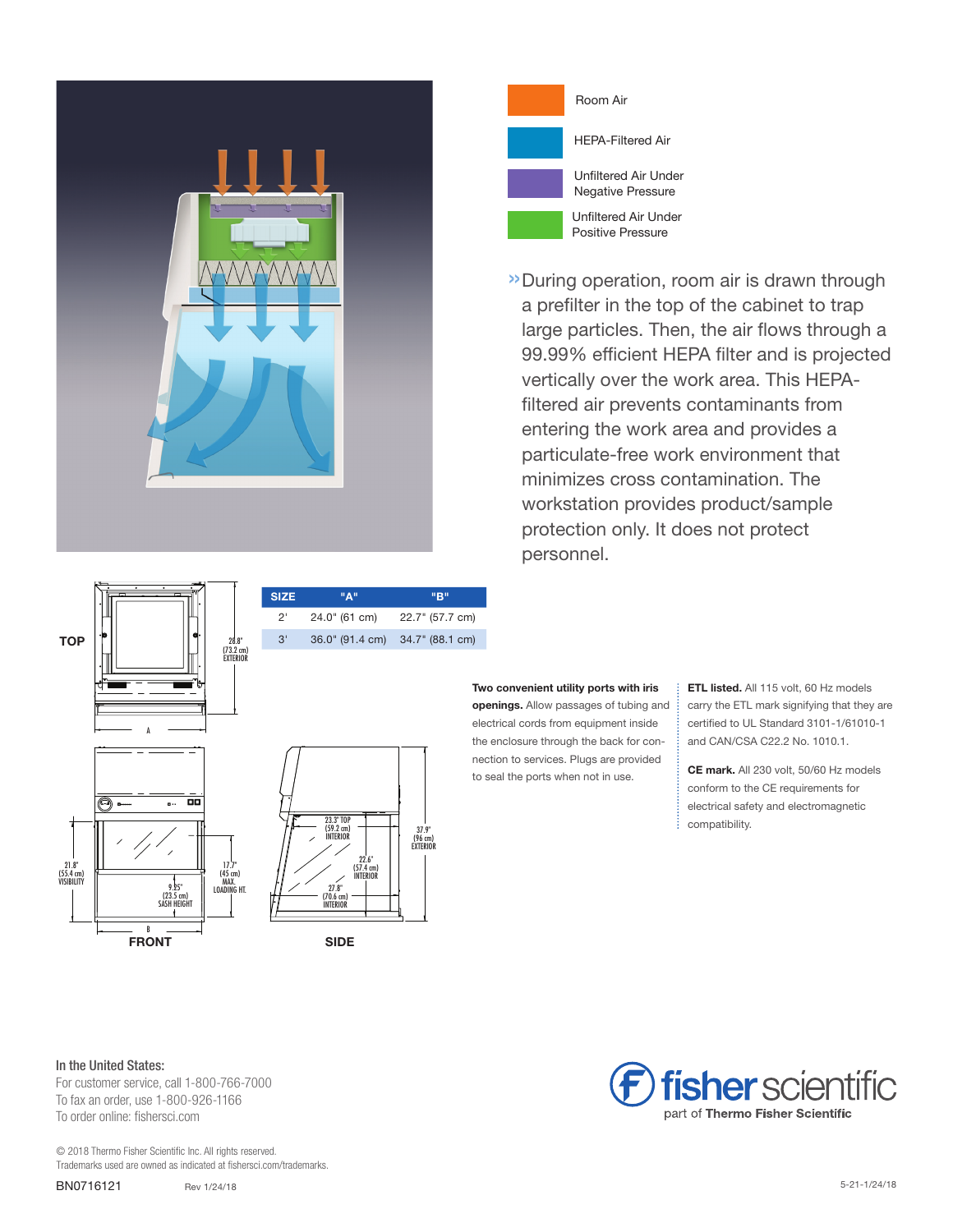Room Air

HEPA-Filtered Air

Unfiltered Air Under Negative Pressure

Unfiltered Air Under Positive Pressure

»During operation, room air is drawn through a prefilter in the top of the cabinet to trap large particles. Then, the air flows through a 99.99% efficient HEPA filter and is projected vertically over the work area. This HEPA-filtered air prevents contaminants from entering the work area and provides a particulate-free work environment that minimizes cross contamination. The workstation provides product/sample protection only. It does not protect personnel.

TOP

28.8" (73.2 cm) EXTERIOR

A

21.8" (55.4 cm) VISIBILITY

9.25" (23.5 cm) SASH HEIGHT

17.7" (45 cm) MAX. LOADING HT.

B

FRONT

23.3" TOP (59.2 cm) INTERIOR

22.6" (57.4 cm) INTERIOR

27.8" (70.6 cm) INTERIOR

37.9" (96 cm) EXTERIOR

SIDE

| SIZE | "A" | "B" |
|---|---|---|
| 2' | 24.0" (61 cm) | 22.7" (57.7 cm) |
| 3' | 36.0" (91.4 cm) | 34.7" (88.1 cm) |

**Two convenient utility ports with iris openings.** Allow passages of tubing and electrical cords from equipment inside the enclosure through the back for connection to services. Plugs are provided to seal the ports when not in use.

**ETL listed.** All 115 volt, 60 Hz models carry the ETL mark signifying that they are certified to UL Standard 3101-1/61010-1 and CAN/CSA C22.2 No. 1010.1.

**CE mark.** All 230 volt, 50/60 Hz models conform to the CE requirements for electrical safety and electromagnetic compatibility.

**In the United States:**
For customer service, call 1-800-766-7000
To fax an order, use 1-800-926-1166
To order online: fishersci.com

fisher scientific
part of **Thermo Fisher Scientific**

© 2018 Thermo Fisher Scientific Inc. All rights reserved.
Trademarks used are owned as indicated at fishersci.com/trademarks.

BN0716121 Rev 1/24/18

5-21-1/24/18